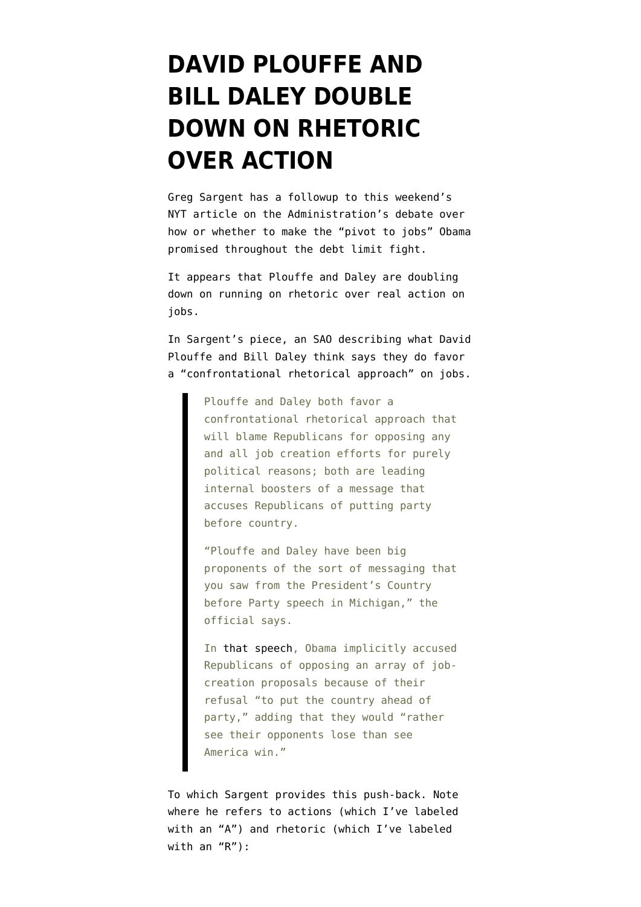# DAVID PLOUFFE AND BILL DALEY DOUBLE DOWN ON RHETORIC OVER ACTION

Greg Sargent has a followup to this weekend's NYT article on the Administration's debate over how or whether to make the "pivot to jobs" Obama promised throughout the debt limit fight.

It appears that Plouffe and Daley are doubling down on running on rhetoric over real action on jobs.

In Sargent's piece, an SAO describing what David Plouffe and Bill Daley think says they do favor a "confrontational rhetorical approach" on jobs.

> Plouffe and Daley both favor a confrontational rhetorical approach that will blame Republicans for opposing any and all job creation efforts for purely political reasons; both are leading internal boosters of a message that accuses Republicans of putting party before country.
>
> "Plouffe and Daley have been big proponents of the sort of messaging that you saw from the President's Country before Party speech in Michigan," the official says.
>
> In that speech, Obama implicitly accused Republicans of opposing an array of job-creation proposals because of their refusal "to put the country ahead of party," adding that they would "rather see their opponents lose than see America win."

To which Sargent provides this push-back. Note where he refers to actions (which I've labeled with an "A") and rhetoric (which I've labeled with an "R"):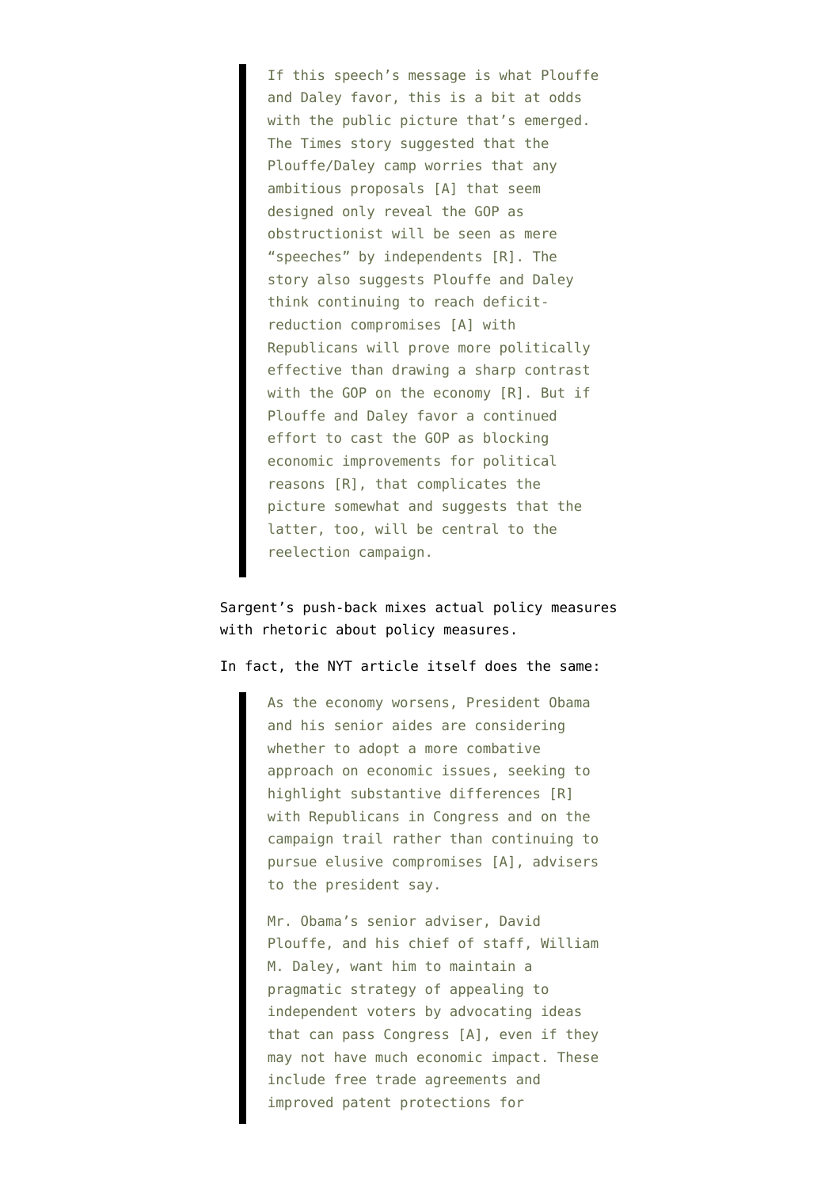> If this speech's message is what Plouffe and Daley favor, this is a bit at odds with the public picture that's emerged. The Times story suggested that the Plouffe/Daley camp worries that any ambitious proposals [A] that seem designed only reveal the GOP as obstructionist will be seen as mere "speeches" by independents [R]. The story also suggests Plouffe and Daley think continuing to reach deficit-reduction compromises [A] with Republicans will prove more politically effective than drawing a sharp contrast with the GOP on the economy [R]. But if Plouffe and Daley favor a continued effort to cast the GOP as blocking economic improvements for political reasons [R], that complicates the picture somewhat and suggests that the latter, too, will be central to the reelection campaign.

Sargent's push-back mixes actual policy measures with rhetoric about policy measures.

In fact, the NYT article itself does the same:

> As the economy worsens, President Obama and his senior aides are considering whether to adopt a more combative approach on economic issues, seeking to highlight substantive differences [R] with Republicans in Congress and on the campaign trail rather than continuing to pursue elusive compromises [A], advisers to the president say.
>
> Mr. Obama's senior adviser, David Plouffe, and his chief of staff, William M. Daley, want him to maintain a pragmatic strategy of appealing to independent voters by advocating ideas that can pass Congress [A], even if they may not have much economic impact. These include free trade agreements and improved patent protections for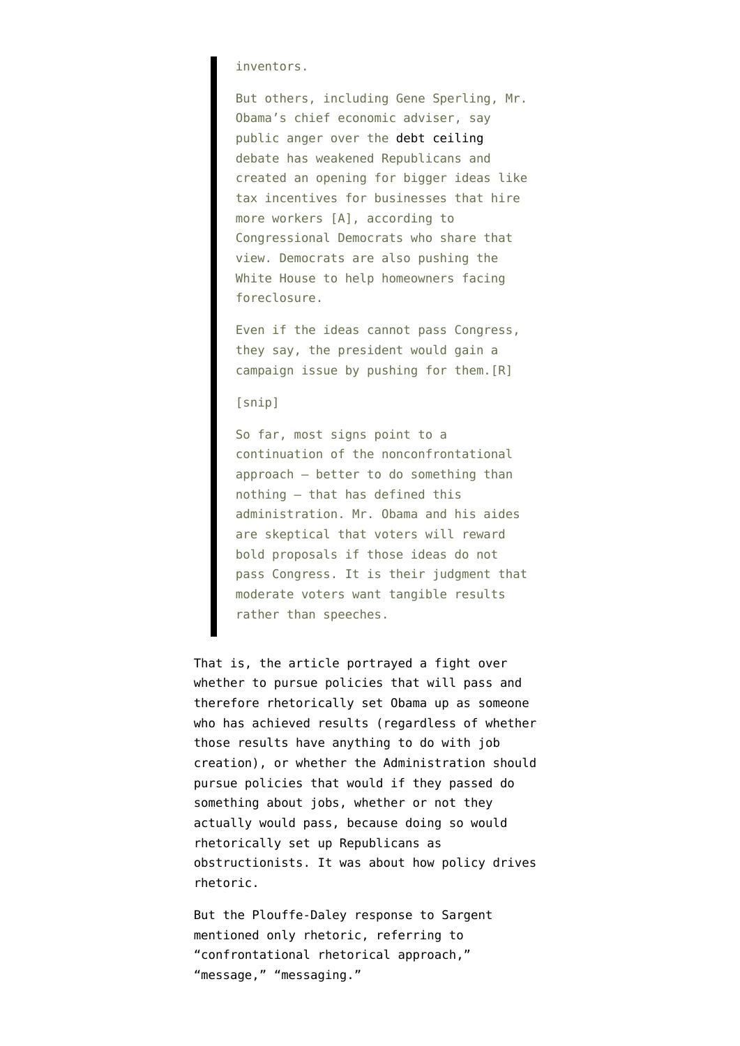> inventors.
>
> But others, including Gene Sperling, Mr. Obama's chief economic adviser, say public anger over the debt ceiling debate has weakened Republicans and created an opening for bigger ideas like tax incentives for businesses that hire more workers [A], according to Congressional Democrats who share that view. Democrats are also pushing the White House to help homeowners facing foreclosure.
>
> Even if the ideas cannot pass Congress, they say, the president would gain a campaign issue by pushing for them.[R]
>
> [snip]
>
> So far, most signs point to a continuation of the nonconfrontational approach — better to do something than nothing — that has defined this administration. Mr. Obama and his aides are skeptical that voters will reward bold proposals if those ideas do not pass Congress. It is their judgment that moderate voters want tangible results rather than speeches.

That is, the article portrayed a fight over whether to pursue policies that will pass and therefore rhetorically set Obama up as someone who has achieved results (regardless of whether those results have anything to do with job creation), or whether the Administration should pursue policies that would if they passed do something about jobs, whether or not they actually would pass, because doing so would rhetorically set up Republicans as obstructionists. It was about how policy drives rhetoric.

But the Plouffe-Daley response to Sargent mentioned only rhetoric, referring to "confrontational rhetorical approach," "message," "messaging."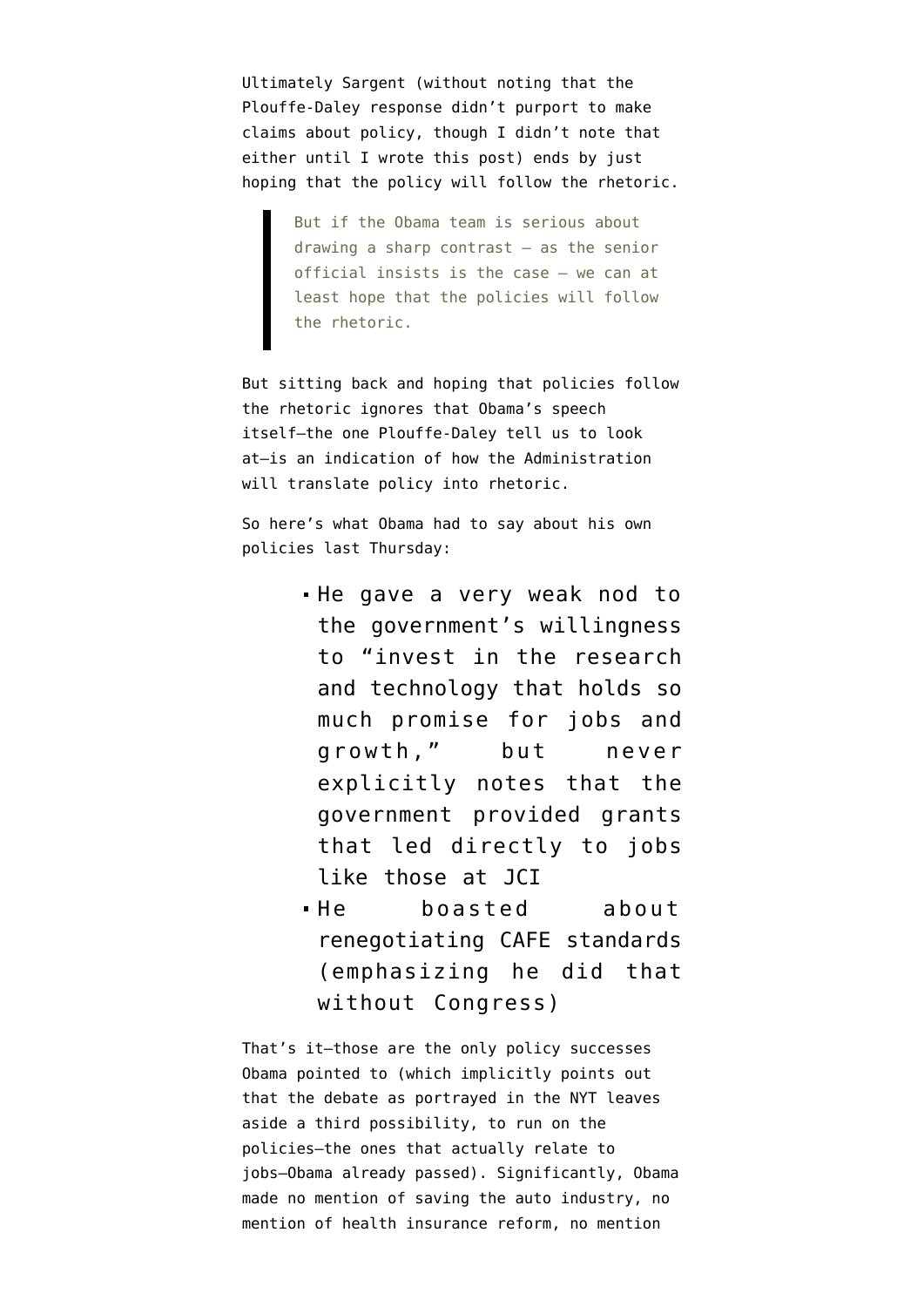Ultimately Sargent (without noting that the Plouffe-Daley response didn't purport to make claims about policy, though I didn't note that either until I wrote this post) ends by just hoping that the policy will follow the rhetoric.

> But if the Obama team is serious about drawing a sharp contrast — as the senior official insists is the case — we can at least hope that the policies will follow the rhetoric.

But sitting back and hoping that policies follow the rhetoric ignores that Obama's speech itself—the one Plouffe-Daley tell us to look at—is an indication of how the Administration will translate policy into rhetoric.

So here's what Obama had to say about his own policies last Thursday:

- He gave a very weak nod to the government's willingness to "invest in the research and technology that holds so much promise for jobs and growth," but never explicitly notes that the government provided grants that led directly to jobs like those at JCI
- He boasted about renegotiating CAFE standards (emphasizing he did that without Congress)

That's it—those are the only policy successes Obama pointed to (which implicitly points out that the debate as portrayed in the NYT leaves aside a third possibility, to run on the policies—the ones that actually relate to jobs—Obama already passed). Significantly, Obama made no mention of saving the auto industry, no mention of health insurance reform, no mention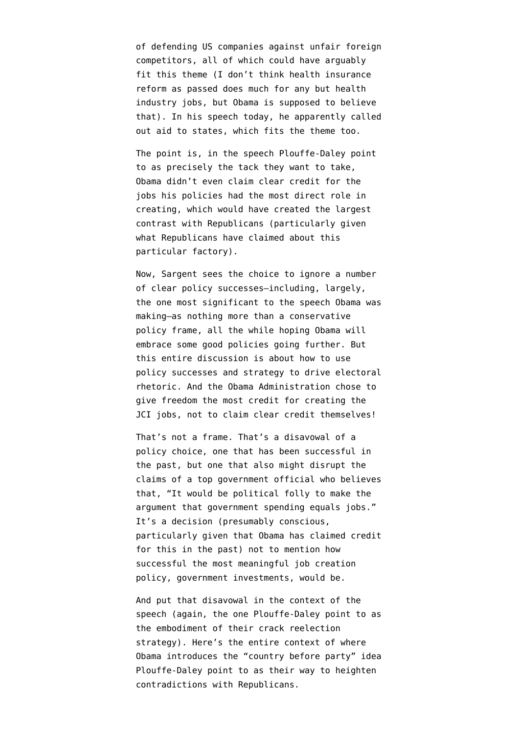of defending US companies against unfair foreign competitors, all of which could have arguably fit this theme (I don't think health insurance reform as passed does much for any but health industry jobs, but Obama is supposed to believe that). In his speech today, he apparently called out aid to states, which fits the theme too.

The point is, in the speech Plouffe-Daley point to as precisely the tack they want to take, Obama didn't even claim clear credit for the jobs his policies had the most direct role in creating, which would have created the largest contrast with Republicans (particularly given what Republicans have claimed about this particular factory).

Now, Sargent sees the choice to ignore a number of clear policy successes–including, largely, the one most significant to the speech Obama was making–as nothing more than a conservative policy frame, all the while hoping Obama will embrace some good policies going further. But this entire discussion is about how to use policy successes and strategy to drive electoral rhetoric. And the Obama Administration chose to give freedom the most credit for creating the JCI jobs, not to claim clear credit themselves!

That's not a frame. That's a disavowal of a policy choice, one that has been successful in the past, but one that also might disrupt the claims of a top government official who believes that, "It would be political folly to make the argument that government spending equals jobs." It's a decision (presumably conscious, particularly given that Obama has claimed credit for this in the past) not to mention how successful the most meaningful job creation policy, government investments, would be.

And put that disavowal in the context of the speech (again, the one Plouffe-Daley point to as the embodiment of their crack reelection strategy). Here's the entire context of where Obama introduces the "country before party" idea Plouffe-Daley point to as their way to heighten contradictions with Republicans.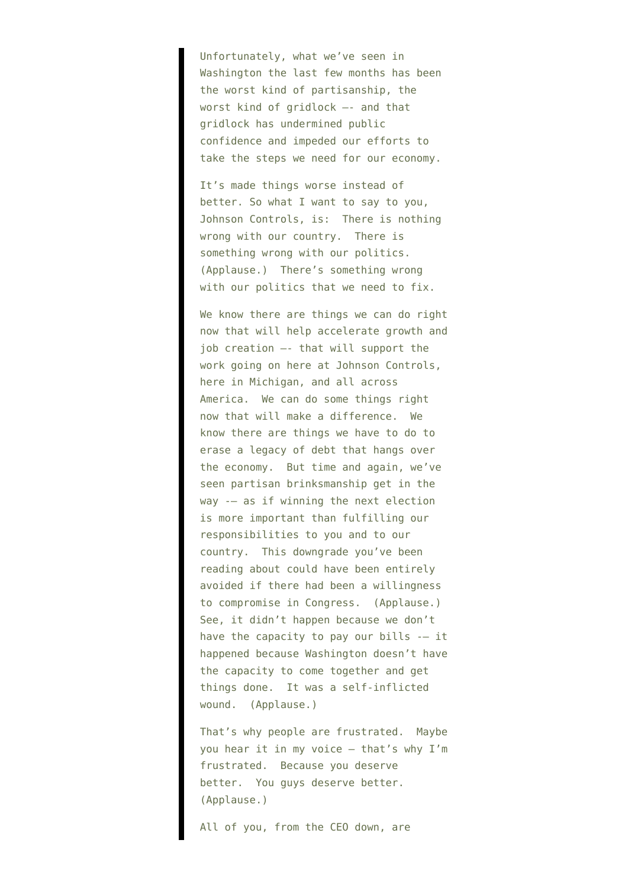> Unfortunately, what we've seen in Washington the last few months has been the worst kind of partisanship, the worst kind of gridlock –- and that gridlock has undermined public confidence and impeded our efforts to take the steps we need for our economy.
>
> It's made things worse instead of better. So what I want to say to you, Johnson Controls, is:  There is nothing wrong with our country.  There is something wrong with our politics. (Applause.)  There's something wrong with our politics that we need to fix.
>
> We know there are things we can do right now that will help accelerate growth and job creation –- that will support the work going on here at Johnson Controls, here in Michigan, and all across America.  We can do some things right now that will make a difference.  We know there are things we have to do to erase a legacy of debt that hangs over the economy.  But time and again, we've seen partisan brinksmanship get in the way -– as if winning the next election is more important than fulfilling our responsibilities to you and to our country.  This downgrade you've been reading about could have been entirely avoided if there had been a willingness to compromise in Congress.  (Applause.)  See, it didn't happen because we don't have the capacity to pay our bills -– it happened because Washington doesn't have the capacity to come together and get things done.  It was a self-inflicted wound.  (Applause.)
>
> That's why people are frustrated.  Maybe you hear it in my voice – that's why I'm frustrated.  Because you deserve better.  You guys deserve better. (Applause.)
>
> All of you, from the CEO down, are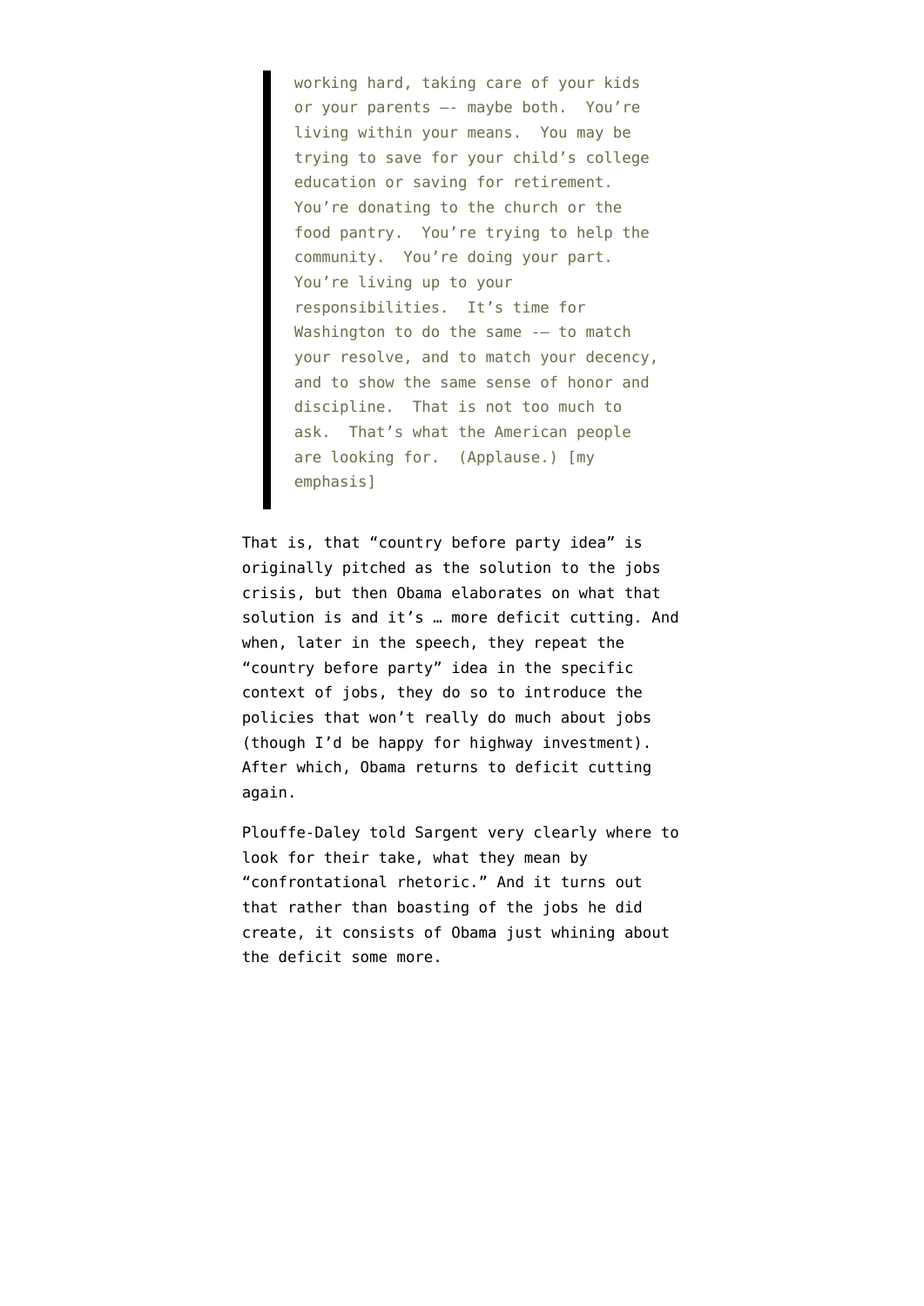> working hard, taking care of your kids or your parents –- maybe both. You're living within your means. You may be trying to save for your child's college education or saving for retirement. You're donating to the church or the food pantry. You're trying to help the community. You're doing your part. You're living up to your responsibilities. It's time for Washington to do the same -– to match your resolve, and to match your decency, and to show the same sense of honor and discipline. That is not too much to ask. That's what the American people are looking for. (Applause.) [my emphasis]

That is, that "country before party idea" is originally pitched as the solution to the jobs crisis, but then Obama elaborates on what that solution is and it's … more deficit cutting. And when, later in the speech, they repeat the "country before party" idea in the specific context of jobs, they do so to introduce the policies that won't really do much about jobs (though I'd be happy for highway investment). After which, Obama returns to deficit cutting again.

Plouffe-Daley told Sargent very clearly where to look for their take, what they mean by "confrontational rhetoric." And it turns out that rather than boasting of the jobs he did create, it consists of Obama just whining about the deficit some more.